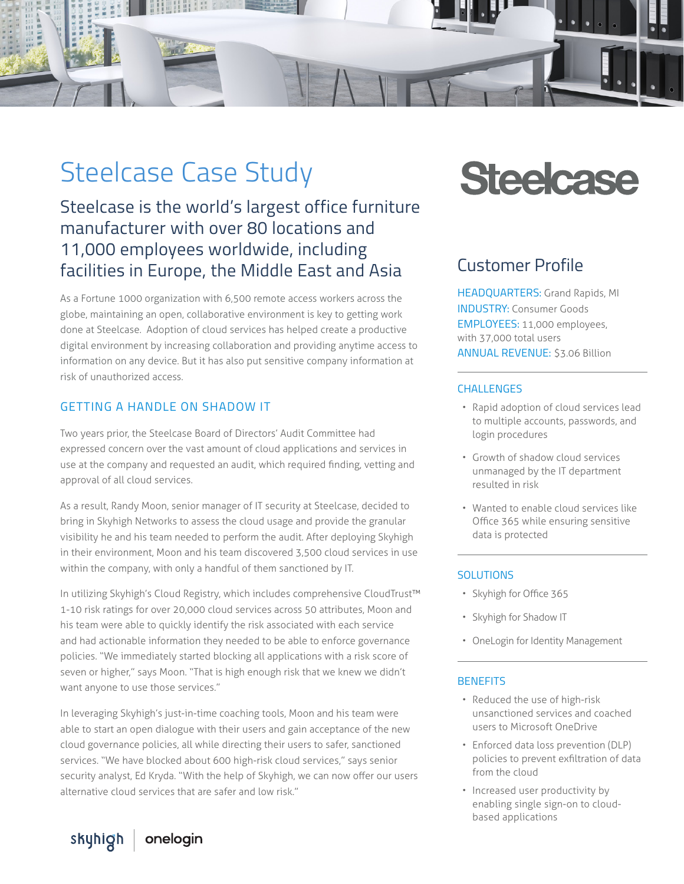# Steelcase Case Study

## Steelcase is the world's largest office furniture manufacturer with over 80 locations and 11,000 employees worldwide, including facilities in Europe, the Middle East and Asia

As a Fortune 1000 organization with 6,500 remote access workers across the globe, maintaining an open, collaborative environment is key to getting work done at Steelcase. Adoption of cloud services has helped create a productive digital environment by increasing collaboration and providing anytime access to information on any device. But it has also put sensitive company information at risk of unauthorized access.

### GETTING A HANDLE ON SHADOW IT

Two years prior, the Steelcase Board of Directors' Audit Committee had expressed concern over the vast amount of cloud applications and services in use at the company and requested an audit, which required finding, vetting and approval of all cloud services.

As a result, Randy Moon, senior manager of IT security at Steelcase, decided to bring in Skyhigh Networks to assess the cloud usage and provide the granular visibility he and his team needed to perform the audit. After deploying Skyhigh in their environment, Moon and his team discovered 3,500 cloud services in use within the company, with only a handful of them sanctioned by IT.

In utilizing Skyhigh's Cloud Registry, which includes comprehensive CloudTrust™ 1-10 risk ratings for over 20,000 cloud services across 50 attributes, Moon and his team were able to quickly identify the risk associated with each service and had actionable information they needed to be able to enforce governance policies. "We immediately started blocking all applications with a risk score of seven or higher," says Moon. "That is high enough risk that we knew we didn't want anyone to use those services."

In leveraging Skyhigh's just-in-time coaching tools, Moon and his team were able to start an open dialogue with their users and gain acceptance of the new cloud governance policies, all while directing their users to safer, sanctioned services. "We have blocked about 600 high-risk cloud services," says senior security analyst, Ed Kryda. "With the help of Skyhigh, we can now offer our users alternative cloud services that are safer and low risk."

## Customer Profile

HEADQUARTERS: Grand Rapids, MI
INDUSTRY: Consumer Goods
EMPLOYEES: 11,000 employees, with 37,000 total users
ANNUAL REVENUE: $3.06 Billion

### CHALLENGES

- Rapid adoption of cloud services lead to multiple accounts, passwords, and login procedures
- Growth of shadow cloud services unmanaged by the IT department resulted in risk
- Wanted to enable cloud services like Office 365 while ensuring sensitive data is protected

### SOLUTIONS

- Skyhigh for Office 365
- Skyhigh for Shadow IT
- OneLogin for Identity Management

### BENEFITS

- Reduced the use of high-risk unsanctioned services and coached users to Microsoft OneDrive
- Enforced data loss prevention (DLP) policies to prevent exfiltration of data from the cloud
- Increased user productivity by enabling single sign-on to cloud-based applications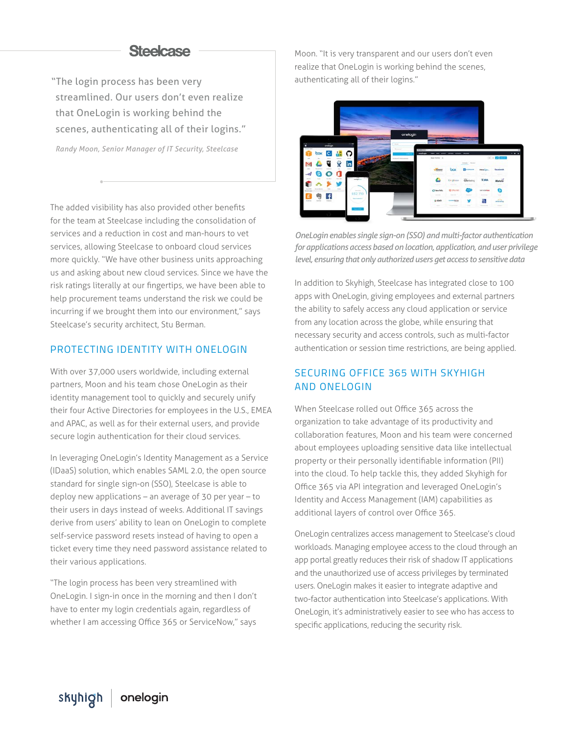Steelcase

> "The login process has been very streamlined. Our users don't even realize that OneLogin is working behind the scenes, authenticating all of their logins."
>
> *Randy Moon, Senior Manager of IT Security, Steelcase*

The added visibility has also provided other benefits for the team at Steelcase including the consolidation of services and a reduction in cost and man-hours to vet services, allowing Steelcase to onboard cloud services more quickly. "We have other business units approaching us and asking about new cloud services. Since we have the risk ratings literally at our fingertips, we have been able to help procurement teams understand the risk we could be incurring if we brought them into our environment," says Steelcase's security architect, Stu Berman.

## PROTECTING IDENTITY WITH ONELOGIN

With over 37,000 users worldwide, including external partners, Moon and his team chose OneLogin as their identity management tool to quickly and securely unify their four Active Directories for employees in the U.S., EMEA and APAC, as well as for their external users, and provide secure login authentication for their cloud services.

In leveraging OneLogin's Identity Management as a Service (IDaaS) solution, which enables SAML 2.0, the open source standard for single sign-on (SSO), Steelcase is able to deploy new applications – an average of 30 per year – to their users in days instead of weeks. Additional IT savings derive from users' ability to lean on OneLogin to complete self-service password resets instead of having to open a ticket every time they need password assistance related to their various applications.

"The login process has been very streamlined with OneLogin. I sign-in once in the morning and then I don't have to enter my login credentials again, regardless of whether I am accessing Office 365 or ServiceNow," says Moon. "It is very transparent and our users don't even realize that OneLogin is working behind the scenes, authenticating all of their logins."

*OneLogin enables single sign-on (SSO) and multi-factor authentication for applications access based on location, application, and user privilege level, ensuring that only authorized users get access to sensitive data*

In addition to Skyhigh, Steelcase has integrated close to 100 apps with OneLogin, giving employees and external partners the ability to safely access any cloud application or service from any location across the globe, while ensuring that necessary security and access controls, such as multi-factor authentication or session time restrictions, are being applied.

## SECURING OFFICE 365 WITH SKYHIGH AND ONELOGIN

When Steelcase rolled out Office 365 across the organization to take advantage of its productivity and collaboration features, Moon and his team were concerned about employees uploading sensitive data like intellectual property or their personally identifiable information (PII) into the cloud. To help tackle this, they added Skyhigh for Office 365 via API integration and leveraged OneLogin's Identity and Access Management (IAM) capabilities as additional layers of control over Office 365.

OneLogin centralizes access management to Steelcase's cloud workloads. Managing employee access to the cloud through an app portal greatly reduces their risk of shadow IT applications and the unauthorized use of access privileges by terminated users. OneLogin makes it easier to integrate adaptive and two-factor authentication into Steelcase's applications. With OneLogin, it's administratively easier to see who has access to specific applications, reducing the security risk.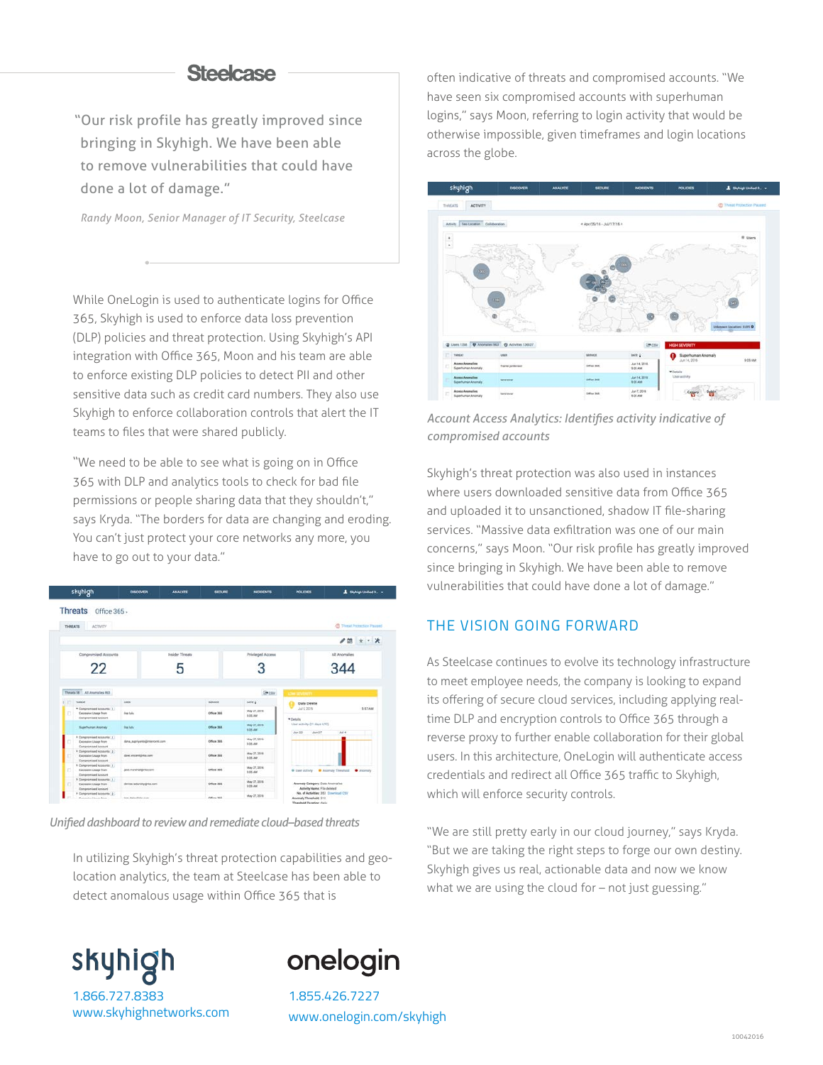Steelcase

> "Our risk profile has greatly improved since bringing in Skyhigh. We have been able to remove vulnerabilities that could have done a lot of damage."
>
> *Randy Moon, Senior Manager of IT Security, Steelcase*

While OneLogin is used to authenticate logins for Office 365, Skyhigh is used to enforce data loss prevention (DLP) policies and threat protection. Using Skyhigh's API integration with Office 365, Moon and his team are able to enforce existing DLP policies to detect PII and other sensitive data such as credit card numbers. They also use Skyhigh to enforce collaboration controls that alert the IT teams to files that were shared publicly.

"We need to be able to see what is going on in Office 365 with DLP and analytics tools to check for bad file permissions or people sharing data that they shouldn't," says Kryda. "The borders for data are changing and eroding. You can't just protect your core networks any more, you have to go out to your data."

*Unified dashboard to review and remediate cloud-based threats*

In utilizing Skyhigh's threat protection capabilities and geo-location analytics, the team at Steelcase has been able to detect anomalous usage within Office 365 that is often indicative of threats and compromised accounts. "We have seen six compromised accounts with superhuman logins," says Moon, referring to login activity that would be otherwise impossible, given timeframes and login locations across the globe.

*Account Access Analytics: Identifies activity indicative of compromised accounts*

Skyhigh's threat protection was also used in instances where users downloaded sensitive data from Office 365 and uploaded it to unsanctioned, shadow IT file-sharing services. "Massive data exfiltration was one of our main concerns," says Moon. "Our risk profile has greatly improved since bringing in Skyhigh. We have been able to remove vulnerabilities that could have done a lot of damage."

## THE VISION GOING FORWARD

As Steelcase continues to evolve its technology infrastructure to meet employee needs, the company is looking to expand its offering of secure cloud services, including applying real-time DLP and encryption controls to Office 365 through a reverse proxy to further enable collaboration for their global users. In this architecture, OneLogin will authenticate access credentials and redirect all Office 365 traffic to Skyhigh, which will enforce security controls.

"We are still pretty early in our cloud journey," says Kryda. "But we are taking the right steps to forge our own destiny. Skyhigh gives us real, actionable data and now we know what we are using the cloud for – not just guessing."

skyhigh
1.866.727.8383
www.skyhighnetworks.com

onelogin
1.855.426.7227
www.onelogin.com/skyhigh

10042016